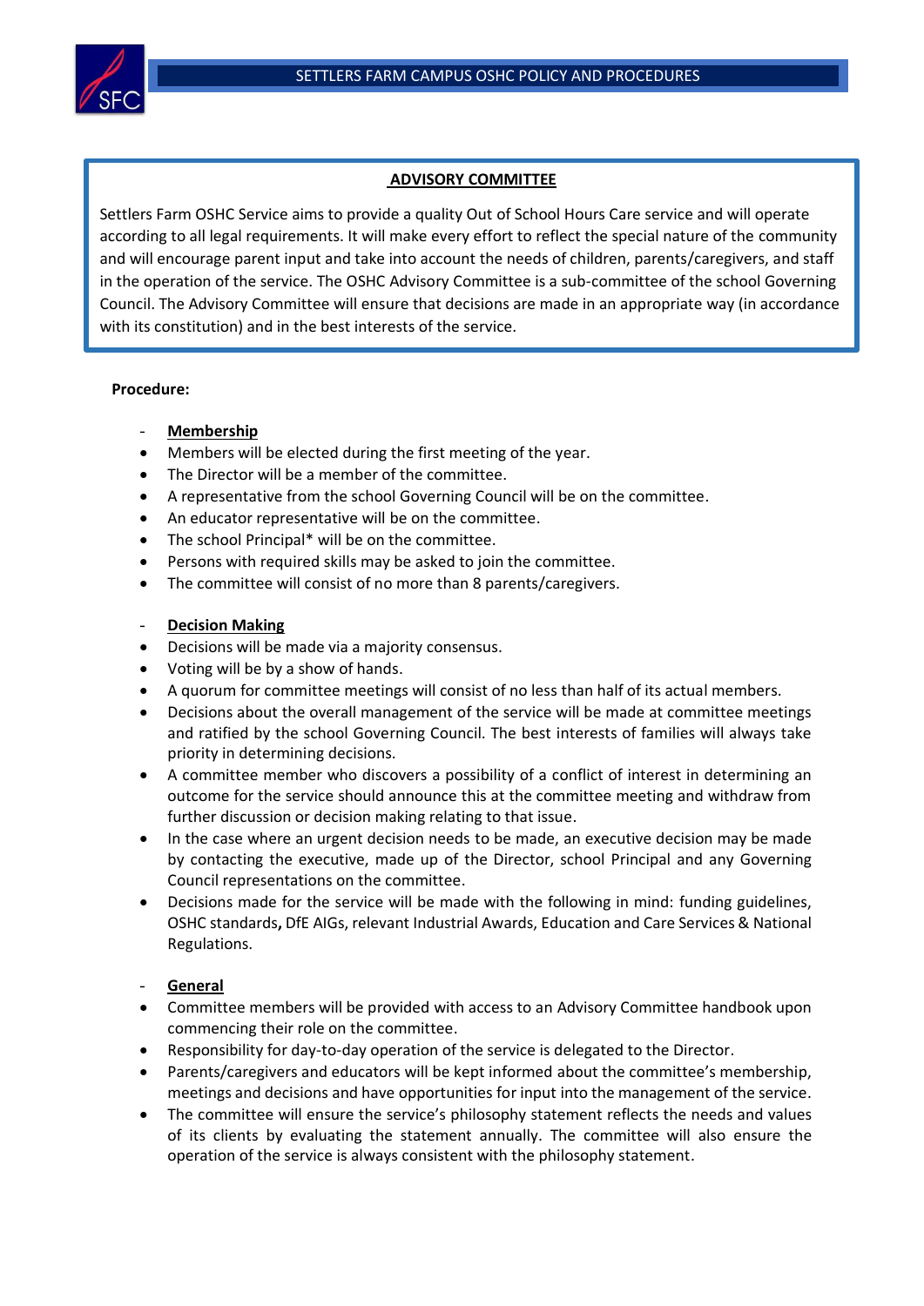## ADVISORY COMMITTEE

Settlers Farm OSHC Service aims to provide a quality Out of School Hours Care service and will operate according to all legal requirements. It will make every effort to reflect the special nature of the community and will encourage parent input and take into account the needs of children, parents/caregivers, and staff in the operation of the service. The OSHC Advisory Committee is a sub-committee of the school Governing Council. The Advisory Committee will ensure that decisions are made in an appropriate way (in accordance with its constitution) and in the best interests of the service.

**Procedure:**

- **Membership**

- Members will be elected during the first meeting of the year.
- The Director will be a member of the committee.
- A representative from the school Governing Council will be on the committee.
- An educator representative will be on the committee.
- The school Principal* will be on the committee.
- Persons with required skills may be asked to join the committee.
- The committee will consist of no more than 8 parents/caregivers.

- **Decision Making**

- Decisions will be made via a majority consensus.
- Voting will be by a show of hands.
- A quorum for committee meetings will consist of no less than half of its actual members.
- Decisions about the overall management of the service will be made at committee meetings and ratified by the school Governing Council. The best interests of families will always take priority in determining decisions.
- A committee member who discovers a possibility of a conflict of interest in determining an outcome for the service should announce this at the committee meeting and withdraw from further discussion or decision making relating to that issue.
- In the case where an urgent decision needs to be made, an executive decision may be made by contacting the executive, made up of the Director, school Principal and any Governing Council representations on the committee.
- Decisions made for the service will be made with the following in mind: funding guidelines, OSHC standards**,** DfE AIGs, relevant Industrial Awards, Education and Care Services & National Regulations.

- **General**

- Committee members will be provided with access to an Advisory Committee handbook upon commencing their role on the committee.
- Responsibility for day-to-day operation of the service is delegated to the Director.
- Parents/caregivers and educators will be kept informed about the committee's membership, meetings and decisions and have opportunities for input into the management of the service.
- The committee will ensure the service's philosophy statement reflects the needs and values of its clients by evaluating the statement annually. The committee will also ensure the operation of the service is always consistent with the philosophy statement.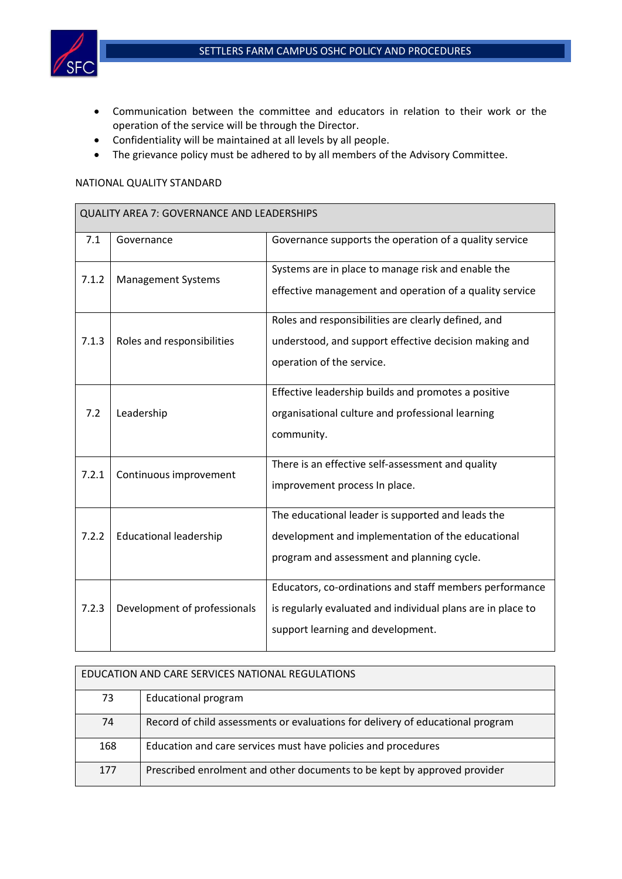- Communication between the committee and educators in relation to their work or the operation of the service will be through the Director.
- Confidentiality will be maintained at all levels by all people.
- The grievance policy must be adhered to by all members of the Advisory Committee.

NATIONAL QUALITY STANDARD

| QUALITY AREA 7: GOVERNANCE AND LEADERSHIPS | | |
|---|---|---|
| 7.1 | Governance | Governance supports the operation of a quality service |
| 7.1.2 | Management Systems | Systems are in place to manage risk and enable the effective management and operation of a quality service |
| 7.1.3 | Roles and responsibilities | Roles and responsibilities are clearly defined, and understood, and support effective decision making and operation of the service. |
| 7.2 | Leadership | Effective leadership builds and promotes a positive organisational culture and professional learning community. |
| 7.2.1 | Continuous improvement | There is an effective self-assessment and quality improvement process In place. |
| 7.2.2 | Educational leadership | The educational leader is supported and leads the development and implementation of the educational program and assessment and planning cycle. |
| 7.2.3 | Development of professionals | Educators, co-ordinations and staff members performance is regularly evaluated and individual plans are in place to support learning and development. |

| EDUCATION AND CARE SERVICES NATIONAL REGULATIONS | |
|---|---|
| 73 | Educational program |
| 74 | Record of child assessments or evaluations for delivery of educational program |
| 168 | Education and care services must have policies and procedures |
| 177 | Prescribed enrolment and other documents to be kept by approved provider |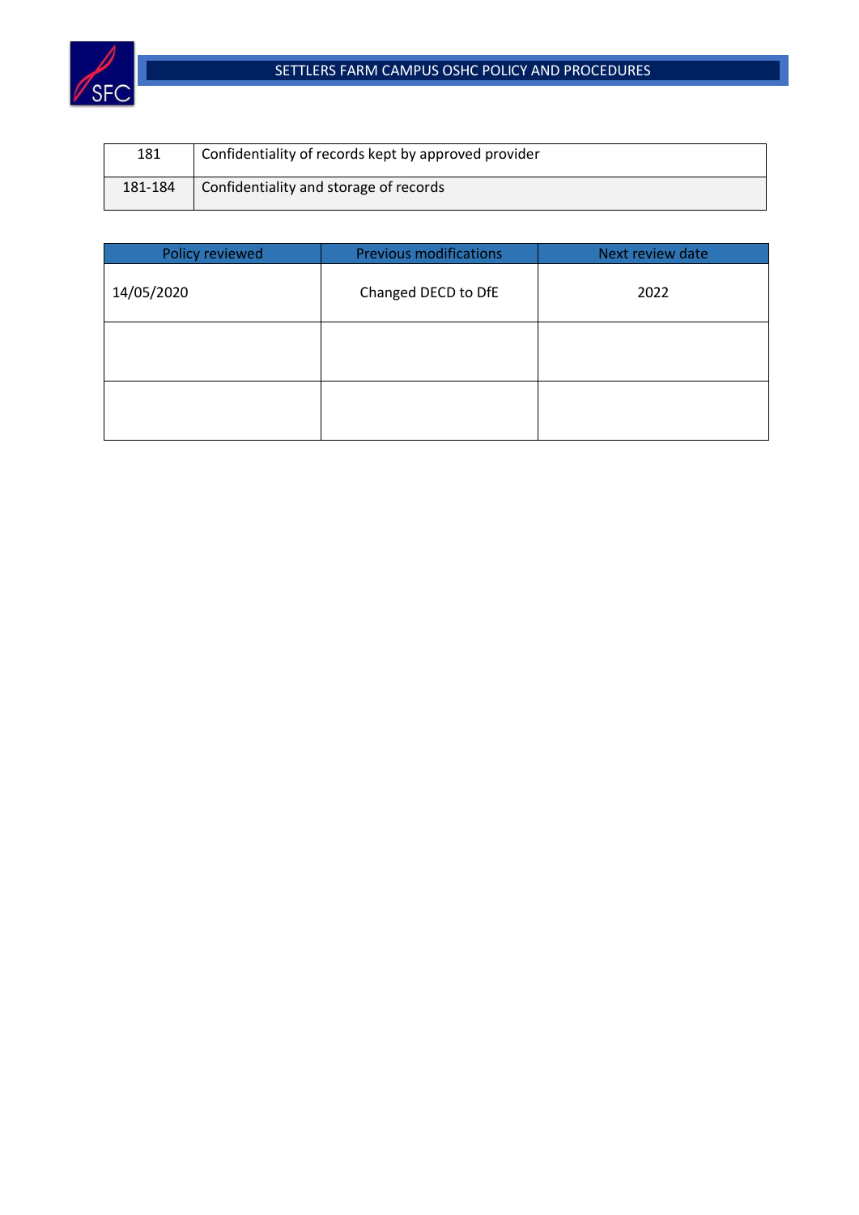| | |
|---|---|
| 181 | Confidentiality of records kept by approved provider |
| 181-184 | Confidentiality and storage of records |

| Policy reviewed | Previous modifications | Next review date |
|---|---|---|
| 14/05/2020 | Changed DECD to DfE | 2022 |
| | | |
| | | |